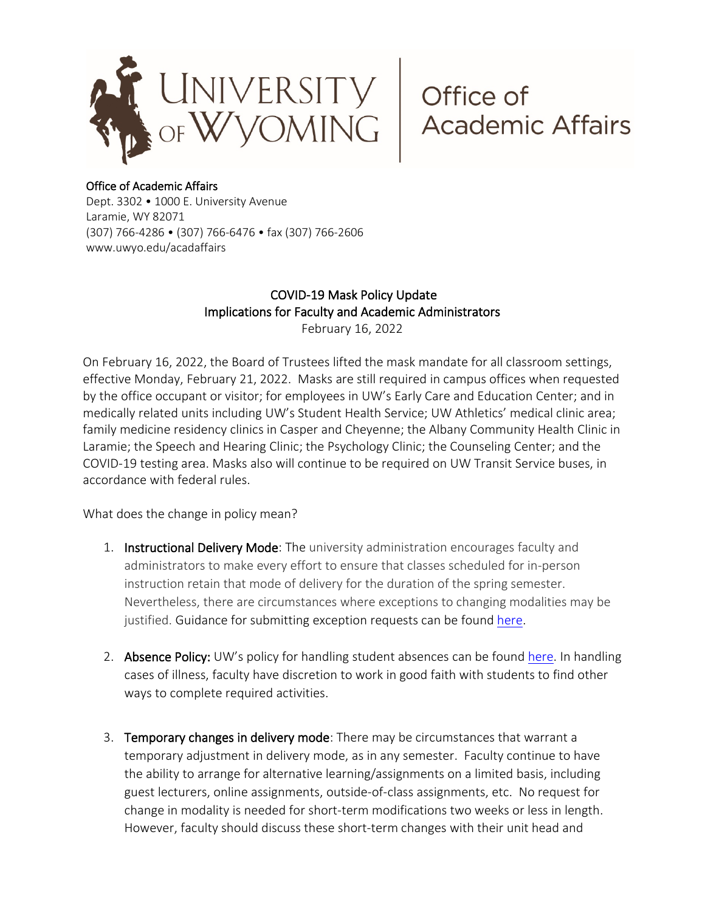University of Wyoming | Office of Academic Affairs

**Office of Academic Affairs**
Dept. 3302 • 1000 E. University Avenue
Laramie, WY 82071
(307) 766-4286 • (307) 766-6476 • fax (307) 766-2606
www.uwyo.edu/acadaffairs

## COVID-19 Mask Policy Update
## Implications for Faculty and Academic Administrators

February 16, 2022

On February 16, 2022, the Board of Trustees lifted the mask mandate for all classroom settings, effective Monday, February 21, 2022. Masks are still required in campus offices when requested by the office occupant or visitor; for employees in UW's Early Care and Education Center; and in medically related units including UW's Student Health Service; UW Athletics' medical clinic area; family medicine residency clinics in Casper and Cheyenne; the Albany Community Health Clinic in Laramie; the Speech and Hearing Clinic; the Psychology Clinic; the Counseling Center; and the COVID-19 testing area. Masks also will continue to be required on UW Transit Service buses, in accordance with federal rules.

What does the change in policy mean?

1. **Instructional Delivery Mode**: The university administration encourages faculty and administrators to make every effort to ensure that classes scheduled for in-person instruction retain that mode of delivery for the duration of the spring semester. Nevertheless, there are circumstances where exceptions to changing modalities may be justified. Guidance for submitting exception requests can be found here.

2. **Absence Policy:** UW's policy for handling student absences can be found here. In handling cases of illness, faculty have discretion to work in good faith with students to find other ways to complete required activities.

3. **Temporary changes in delivery mode**: There may be circumstances that warrant a temporary adjustment in delivery mode, as in any semester. Faculty continue to have the ability to arrange for alternative learning/assignments on a limited basis, including guest lecturers, online assignments, outside-of-class assignments, etc. No request for change in modality is needed for short-term modifications two weeks or less in length. However, faculty should discuss these short-term changes with their unit head and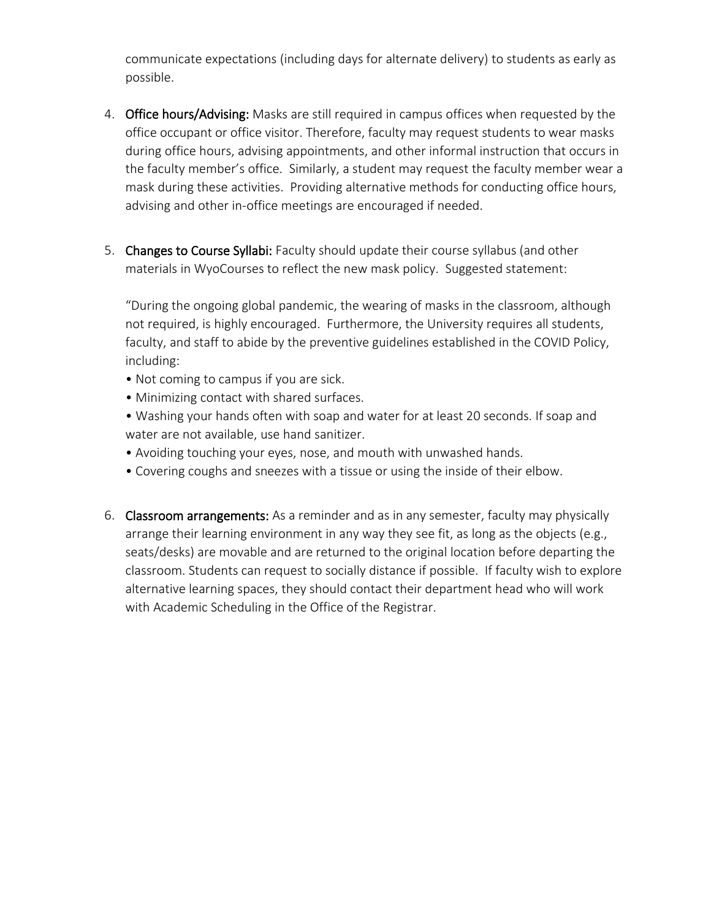communicate expectations (including days for alternate delivery) to students as early as possible.

4. **Office hours/Advising:** Masks are still required in campus offices when requested by the office occupant or office visitor. Therefore, faculty may request students to wear masks during office hours, advising appointments, and other informal instruction that occurs in the faculty member's office. Similarly, a student may request the faculty member wear a mask during these activities. Providing alternative methods for conducting office hours, advising and other in-office meetings are encouraged if needed.

5. **Changes to Course Syllabi:** Faculty should update their course syllabus (and other materials in WyoCourses to reflect the new mask policy. Suggested statement:

   "During the ongoing global pandemic, the wearing of masks in the classroom, although not required, is highly encouraged. Furthermore, the University requires all students, faculty, and staff to abide by the preventive guidelines established in the COVID Policy, including:
   - Not coming to campus if you are sick.
   - Minimizing contact with shared surfaces.
   - Washing your hands often with soap and water for at least 20 seconds. If soap and water are not available, use hand sanitizer.
   - Avoiding touching your eyes, nose, and mouth with unwashed hands.
   - Covering coughs and sneezes with a tissue or using the inside of their elbow.

6. **Classroom arrangements:** As a reminder and as in any semester, faculty may physically arrange their learning environment in any way they see fit, as long as the objects (e.g., seats/desks) are movable and are returned to the original location before departing the classroom. Students can request to socially distance if possible. If faculty wish to explore alternative learning spaces, they should contact their department head who will work with Academic Scheduling in the Office of the Registrar.